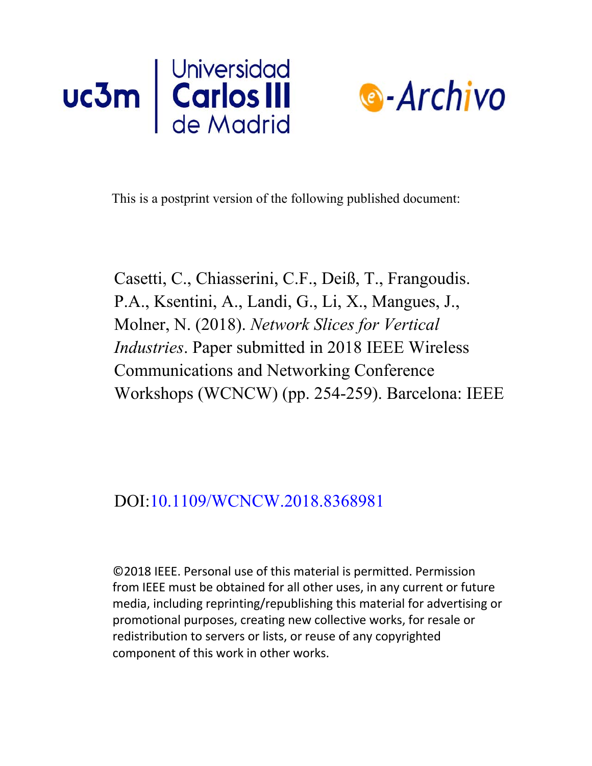This is a postprint version of the following published document:

Casetti, C., Chiasserini, C.F., Deiß, T., Frangoudis. P.A., Ksentini, A., Landi, G., Li, X., Mangues, J., Molner, N. (2018). *Network Slices for Vertical Industries*. Paper submitted in 2018 IEEE Wireless Communications and Networking Conference Workshops (WCNCW) (pp. 254-259). Barcelona: IEEE

DOI:10.1109/WCNCW.2018.8368981

©2018 IEEE. Personal use of this material is permitted. Permission from IEEE must be obtained for all other uses, in any current or future media, including reprinting/republishing this material for advertising or promotional purposes, creating new collective works, for resale or redistribution to servers or lists, or reuse of any copyrighted component of this work in other works.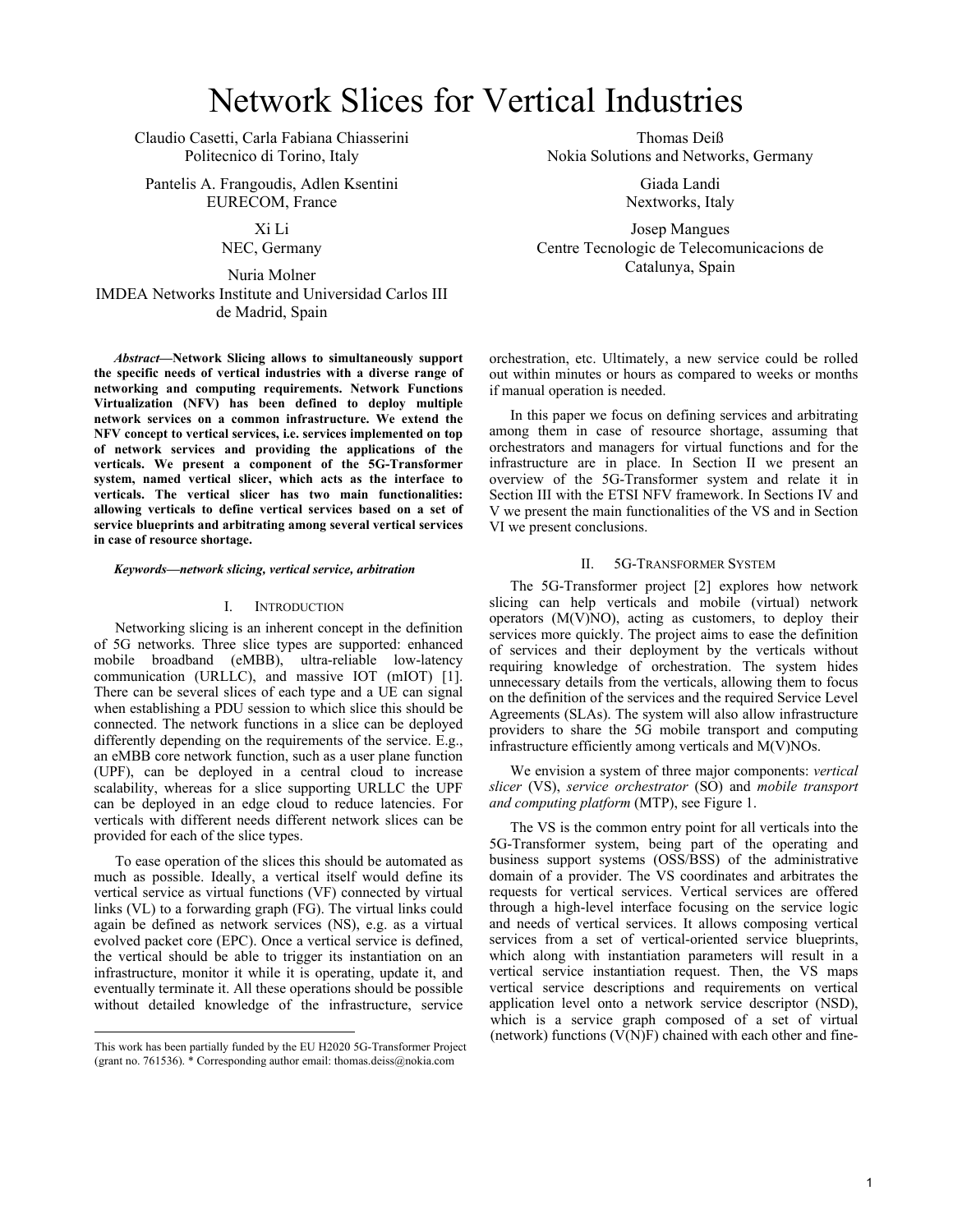# Network Slices for Vertical Industries

Claudio Casetti, Carla Fabiana Chiasserini
Politecnico di Torino, Italy

Pantelis A. Frangoudis, Adlen Ksentini
EURECOM, France

Xi Li
NEC, Germany

Nuria Molner
IMDEA Networks Institute and Universidad Carlos III de Madrid, Spain

Thomas Deiß
Nokia Solutions and Networks, Germany

Giada Landi
Nextworks, Italy

Josep Mangues
Centre Tecnologic de Telecomunicacions de Catalunya, Spain

***Abstract*—Network Slicing allows to simultaneously support the specific needs of vertical industries with a diverse range of networking and computing requirements. Network Functions Virtualization (NFV) has been defined to deploy multiple network services on a common infrastructure. We extend the NFV concept to vertical services, i.e. services implemented on top of network services and providing the applications of the verticals. We present a component of the 5G-Transformer system, named vertical slicer, which acts as the interface to verticals. The vertical slicer has two main functionalities: allowing verticals to define vertical services based on a set of service blueprints and arbitrating among several vertical services in case of resource shortage.**

***Keywords—network slicing, vertical service, arbitration***

## I. Introduction

Networking slicing is an inherent concept in the definition of 5G networks. Three slice types are supported: enhanced mobile broadband (eMBB), ultra-reliable low-latency communication (URLLC), and massive IOT (mIOT) [1]. There can be several slices of each type and a UE can signal when establishing a PDU session to which slice this should be connected. The network functions in a slice can be deployed differently depending on the requirements of the service. E.g., an eMBB core network function, such as a user plane function (UPF), can be deployed in a central cloud to increase scalability, whereas for a slice supporting URLLC the UPF can be deployed in an edge cloud to reduce latencies. For verticals with different needs different network slices can be provided for each of the slice types.

To ease operation of the slices this should be automated as much as possible. Ideally, a vertical itself would define its vertical service as virtual functions (VF) connected by virtual links (VL) to a forwarding graph (FG). The virtual links could again be defined as network services (NS), e.g. as a virtual evolved packet core (EPC). Once a vertical service is defined, the vertical should be able to trigger its instantiation on an infrastructure, monitor it while it is operating, update it, and eventually terminate it. All these operations should be possible without detailed knowledge of the infrastructure, service orchestration, etc. Ultimately, a new service could be rolled out within minutes or hours as compared to weeks or months if manual operation is needed.

In this paper we focus on defining services and arbitrating among them in case of resource shortage, assuming that orchestrators and managers for virtual functions and for the infrastructure are in place. In Section II we present an overview of the 5G-Transformer system and relate it in Section III with the ETSI NFV framework. In Sections IV and V we present the main functionalities of the VS and in Section VI we present conclusions.

## II. 5G-Transformer System

The 5G-Transformer project [2] explores how network slicing can help verticals and mobile (virtual) network operators (M(V)NO), acting as customers, to deploy their services more quickly. The project aims to ease the definition of services and their deployment by the verticals without requiring knowledge of orchestration. The system hides unnecessary details from the verticals, allowing them to focus on the definition of the services and the required Service Level Agreements (SLAs). The system will also allow infrastructure providers to share the 5G mobile transport and computing infrastructure efficiently among verticals and M(V)NOs.

We envision a system of three major components: *vertical slicer* (VS), *service orchestrator* (SO) and *mobile transport and computing platform* (MTP), see Figure 1.

The VS is the common entry point for all verticals into the 5G-Transformer system, being part of the operating and business support systems (OSS/BSS) of the administrative domain of a provider. The VS coordinates and arbitrates the requests for vertical services. Vertical services are offered through a high-level interface focusing on the service logic and needs of vertical services. It allows composing vertical services from a set of vertical-oriented service blueprints, which along with instantiation parameters will result in a vertical service instantiation request. Then, the VS maps vertical service descriptions and requirements on vertical application level onto a network service descriptor (NSD), which is a service graph composed of a set of virtual (network) functions (V(N)F) chained with each other and fine-

This work has been partially funded by the EU H2020 5G-Transformer Project (grant no. 761536). * Corresponding author email: thomas.deiss@nokia.com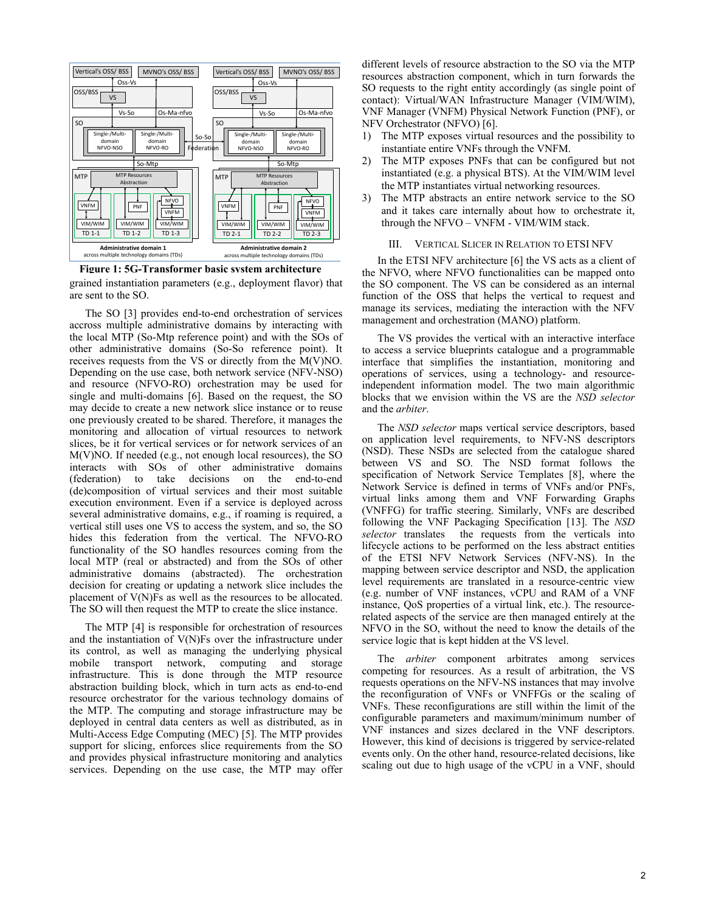**Figure 1: 5G-Transformer basic system architecture**

grained instantiation parameters (e.g., deployment flavor) that are sent to the SO.

The SO [3] provides end-to-end orchestration of services accross multiple administrative domains by interacting with the local MTP (So-Mtp reference point) and with the SOs of other administrative domains (So-So reference point). It receives requests from the VS or directly from the M(V)NO. Depending on the use case, both network service (NFV-NSO) and resource (NFVO-RO) orchestration may be used for single and multi-domains [6]. Based on the request, the SO may decide to create a new network slice instance or to reuse one previously created to be shared. Therefore, it manages the monitoring and allocation of virtual resources to network slices, be it for vertical services or for network services of an M(V)NO. If needed (e.g., not enough local resources), the SO interacts with SOs of other administrative domains (federation) to take decisions on the end-to-end (de)composition of virtual services and their most suitable execution environment. Even if a service is deployed across several administrative domains, e.g., if roaming is required, a vertical still uses one VS to access the system, and so, the SO hides this federation from the vertical. The NFVO-RO functionality of the SO handles resources coming from the local MTP (real or abstracted) and from the SOs of other administrative domains (abstracted). The orchestration decision for creating or updating a network slice includes the placement of V(N)Fs as well as the resources to be allocated. The SO will then request the MTP to create the slice instance.

The MTP [4] is responsible for orchestration of resources and the instantiation of V(N)Fs over the infrastructure under its control, as well as managing the underlying physical mobile transport network, computing and storage infrastructure. This is done through the MTP resource abstraction building block, which in turn acts as end-to-end resource orchestrator for the various technology domains of the MTP. The computing and storage infrastructure may be deployed in central data centers as well as distributed, as in Multi-Access Edge Computing (MEC) [5]. The MTP provides support for slicing, enforces slice requirements from the SO and provides physical infrastructure monitoring and analytics services. Depending on the use case, the MTP may offer different levels of resource abstraction to the SO via the MTP resources abstraction component, which in turn forwards the SO requests to the right entity accordingly (as single point of contact): Virtual/WAN Infrastructure Manager (VIM/WIM), VNF Manager (VNFM) Physical Network Function (PNF), or NFV Orchestrator (NFVO) [6].

1) The MTP exposes virtual resources and the possibility to instantiate entire VNFs through the VNFM.
2) The MTP exposes PNFs that can be configured but not instantiated (e.g. a physical BTS). At the VIM/WIM level the MTP instantiates virtual networking resources.
3) The MTP abstracts an entire network service to the SO and it takes care internally about how to orchestrate it, through the NFVO – VNFM - VIM/WIM stack.

## III. Vertical Slicer in Relation to ETSI NFV

In the ETSI NFV architecture [6] the VS acts as a client of the NFVO, where NFVO functionalities can be mapped onto the SO component. The VS can be considered as an internal function of the OSS that helps the vertical to request and manage its services, mediating the interaction with the NFV management and orchestration (MANO) platform.

The VS provides the vertical with an interactive interface to access a service blueprints catalogue and a programmable interface that simplifies the instantiation, monitoring and operations of services, using a technology- and resource-independent information model. The two main algorithmic blocks that we envision within the VS are the *NSD selector* and the *arbiter*.

The *NSD selector* maps vertical service descriptors, based on application level requirements, to NFV-NS descriptors (NSD). These NSDs are selected from the catalogue shared between VS and SO. The NSD format follows the specification of Network Service Templates [8], where the Network Service is defined in terms of VNFs and/or PNFs, virtual links among them and VNF Forwarding Graphs (VNFFG) for traffic steering. Similarly, VNFs are described following the VNF Packaging Specification [13]. The *NSD selector* translates the requests from the verticals into lifecycle actions to be performed on the less abstract entities of the ETSI NFV Network Services (NFV-NS). In the mapping between service descriptor and NSD, the application level requirements are translated in a resource-centric view (e.g. number of VNF instances, vCPU and RAM of a VNF instance, QoS properties of a virtual link, etc.). The resource-related aspects of the service are then managed entirely at the NFVO in the SO, without the need to know the details of the service logic that is kept hidden at the VS level.

The *arbiter* component arbitrates among services competing for resources. As a result of arbitration, the VS requests operations on the NFV-NS instances that may involve the reconfiguration of VNFs or VNFFGs or the scaling of VNFs. These reconfigurations are still within the limit of the configurable parameters and maximum/minimum number of VNF instances and sizes declared in the VNF descriptors. However, this kind of decisions is triggered by service-related events only. On the other hand, resource-related decisions, like scaling out due to high usage of the vCPU in a VNF, should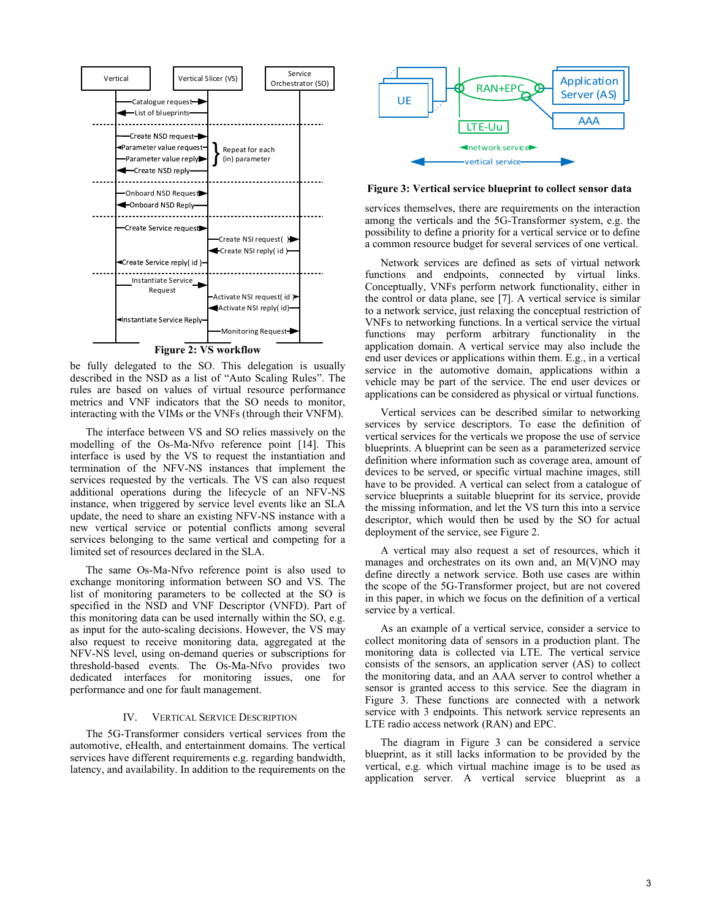Vertical

Vertical Slicer (VS)

Service Orchestrator (SO)

Catalogue request

List of blueprints

Create NSD request

Parameter value request

Parameter value reply

Create NSD reply

Repeat for each (in) parameter

Onboard NSD Request

Onboard NSD Reply

Create Service request

Create NSI request( )

Create NSI reply( id )

Create Service reply( id )

Instantiate Service Request

Activate NSI request( id )

Activate NSI reply( id)

Instantiate Service Reply

Monitoring Request

**Figure 2: VS workflow**

be fully delegated to the SO. This delegation is usually described in the NSD as a list of "Auto Scaling Rules". The rules are based on values of virtual resource performance metrics and VNF indicators that the SO needs to monitor, interacting with the VIMs or the VNFs (through their VNFM).

The interface between VS and SO relies massively on the modelling of the Os-Ma-Nfvo reference point [14]. This interface is used by the VS to request the instantiation and termination of the NFV-NS instances that implement the services requested by the verticals. The VS can also request additional operations during the lifecycle of an NFV-NS instance, when triggered by service level events like an SLA update, the need to share an existing NFV-NS instance with a new vertical service or potential conflicts among several services belonging to the same vertical and competing for a limited set of resources declared in the SLA.

The same Os-Ma-Nfvo reference point is also used to exchange monitoring information between SO and VS. The list of monitoring parameters to be collected at the SO is specified in the NSD and VNF Descriptor (VNFD). Part of this monitoring data can be used internally within the SO, e.g. as input for the auto-scaling decisions. However, the VS may also request to receive monitoring data, aggregated at the NFV-NS level, using on-demand queries or subscriptions for threshold-based events. The Os-Ma-Nfvo provides two dedicated interfaces for monitoring issues, one for performance and one for fault management.

## IV. Vertical Service Description

The 5G-Transformer considers vertical services from the automotive, eHealth, and entertainment domains. The vertical services have different requirements e.g. regarding bandwidth, latency, and availability. In addition to the requirements on the

UE

RAN+EPC

Application Server (AS)

AAA

LTE-Uu

network service

vertical service

**Figure 3: Vertical service blueprint to collect sensor data**

services themselves, there are requirements on the interaction among the verticals and the 5G-Transformer system, e.g. the possibility to define a priority for a vertical service or to define a common resource budget for several services of one vertical.

Network services are defined as sets of virtual network functions and endpoints, connected by virtual links. Conceptually, VNFs perform network functionality, either in the control or data plane, see [7]. A vertical service is similar to a network service, just relaxing the conceptual restriction of VNFs to networking functions. In a vertical service the virtual functions may perform arbitrary functionality in the application domain. A vertical service may also include the end user devices or applications within them. E.g., in a vertical service in the automotive domain, applications within a vehicle may be part of the service. The end user devices or applications can be considered as physical or virtual functions.

Vertical services can be described similar to networking services by service descriptors. To ease the definition of vertical services for the verticals we propose the use of service blueprints. A blueprint can be seen as a parameterized service definition where information such as coverage area, amount of devices to be served, or specific virtual machine images, still have to be provided. A vertical can select from a catalogue of service blueprints a suitable blueprint for its service, provide the missing information, and let the VS turn this into a service descriptor, which would then be used by the SO for actual deployment of the service, see Figure 2.

A vertical may also request a set of resources, which it manages and orchestrates on its own and, an M(V)NO may define directly a network service. Both use cases are within the scope of the 5G-Transformer project, but are not covered in this paper, in which we focus on the definition of a vertical service by a vertical.

As an example of a vertical service, consider a service to collect monitoring data of sensors in a production plant. The monitoring data is collected via LTE. The vertical service consists of the sensors, an application server (AS) to collect the monitoring data, and an AAA server to control whether a sensor is granted access to this service. See the diagram in Figure 3. These functions are connected with a network service with 3 endpoints. This network service represents an LTE radio access network (RAN) and EPC.

The diagram in Figure 3 can be considered a service blueprint, as it still lacks information to be provided by the vertical, e.g. which virtual machine image is to be used as application server. A vertical service blueprint as a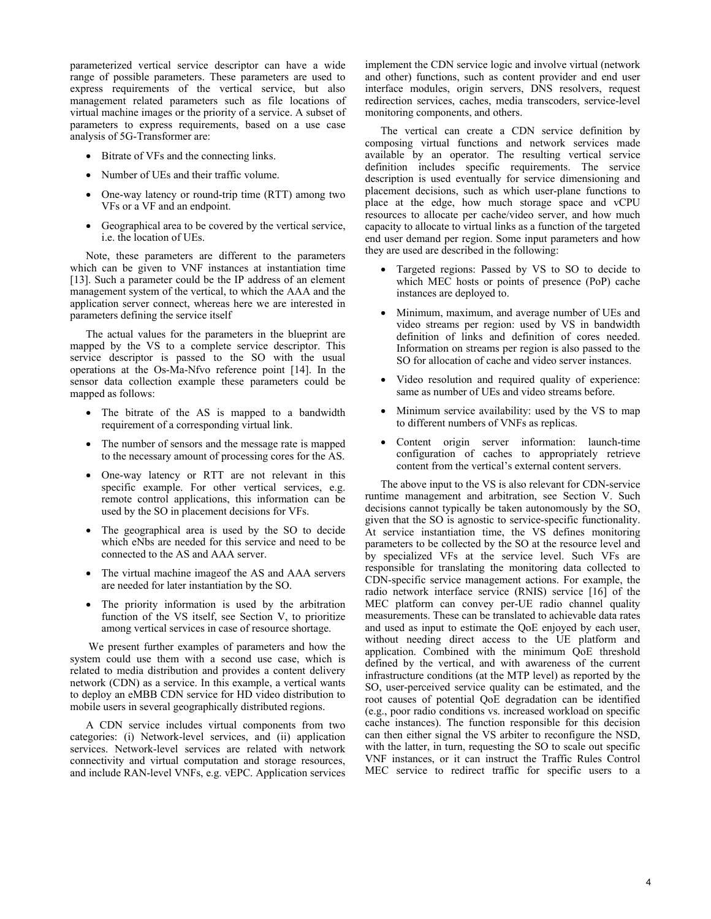parameterized vertical service descriptor can have a wide range of possible parameters. These parameters are used to express requirements of the vertical service, but also management related parameters such as file locations of virtual machine images or the priority of a service. A subset of parameters to express requirements, based on a use case analysis of 5G-Transformer are:

- Bitrate of VFs and the connecting links.
- Number of UEs and their traffic volume.
- One-way latency or round-trip time (RTT) among two VFs or a VF and an endpoint.
- Geographical area to be covered by the vertical service, i.e. the location of UEs.

Note, these parameters are different to the parameters which can be given to VNF instances at instantiation time [13]. Such a parameter could be the IP address of an element management system of the vertical, to which the AAA and the application server connect, whereas here we are interested in parameters defining the service itself

The actual values for the parameters in the blueprint are mapped by the VS to a complete service descriptor. This service descriptor is passed to the SO with the usual operations at the Os-Ma-Nfvo reference point [14]. In the sensor data collection example these parameters could be mapped as follows:

- The bitrate of the AS is mapped to a bandwidth requirement of a corresponding virtual link.
- The number of sensors and the message rate is mapped to the necessary amount of processing cores for the AS.
- One-way latency or RTT are not relevant in this specific example. For other vertical services, e.g. remote control applications, this information can be used by the SO in placement decisions for VFs.
- The geographical area is used by the SO to decide which eNbs are needed for this service and need to be connected to the AS and AAA server.
- The virtual machine imageof the AS and AAA servers are needed for later instantiation by the SO.
- The priority information is used by the arbitration function of the VS itself, see Section V, to prioritize among vertical services in case of resource shortage.

We present further examples of parameters and how the system could use them with a second use case, which is related to media distribution and provides a content delivery network (CDN) as a service. In this example, a vertical wants to deploy an eMBB CDN service for HD video distribution to mobile users in several geographically distributed regions.

A CDN service includes virtual components from two categories: (i) Network-level services, and (ii) application services. Network-level services are related with network connectivity and virtual computation and storage resources, and include RAN-level VNFs, e.g. vEPC. Application services implement the CDN service logic and involve virtual (network and other) functions, such as content provider and end user interface modules, origin servers, DNS resolvers, request redirection services, caches, media transcoders, service-level monitoring components, and others.

The vertical can create a CDN service definition by composing virtual functions and network services made available by an operator. The resulting vertical service definition includes specific requirements. The service description is used eventually for service dimensioning and placement decisions, such as which user-plane functions to place at the edge, how much storage space and vCPU resources to allocate per cache/video server, and how much capacity to allocate to virtual links as a function of the targeted end user demand per region. Some input parameters and how they are used are described in the following:

- Targeted regions: Passed by VS to SO to decide to which MEC hosts or points of presence (PoP) cache instances are deployed to.
- Minimum, maximum, and average number of UEs and video streams per region: used by VS in bandwidth definition of links and definition of cores needed. Information on streams per region is also passed to the SO for allocation of cache and video server instances.
- Video resolution and required quality of experience: same as number of UEs and video streams before.
- Minimum service availability: used by the VS to map to different numbers of VNFs as replicas.
- Content origin server information: launch-time configuration of caches to appropriately retrieve content from the vertical's external content servers.

The above input to the VS is also relevant for CDN-service runtime management and arbitration, see Section V. Such decisions cannot typically be taken autonomously by the SO, given that the SO is agnostic to service-specific functionality. At service instantiation time, the VS defines monitoring parameters to be collected by the SO at the resource level and by specialized VFs at the service level. Such VFs are responsible for translating the monitoring data collected to CDN-specific service management actions. For example, the radio network interface service (RNIS) service [16] of the MEC platform can convey per-UE radio channel quality measurements. These can be translated to achievable data rates and used as input to estimate the QoE enjoyed by each user, without needing direct access to the UE platform and application. Combined with the minimum QoE threshold defined by the vertical, and with awareness of the current infrastructure conditions (at the MTP level) as reported by the SO, user-perceived service quality can be estimated, and the root causes of potential QoE degradation can be identified (e.g., poor radio conditions vs. increased workload on specific cache instances). The function responsible for this decision can then either signal the VS arbiter to reconfigure the NSD, with the latter, in turn, requesting the SO to scale out specific VNF instances, or it can instruct the Traffic Rules Control MEC service to redirect traffic for specific users to a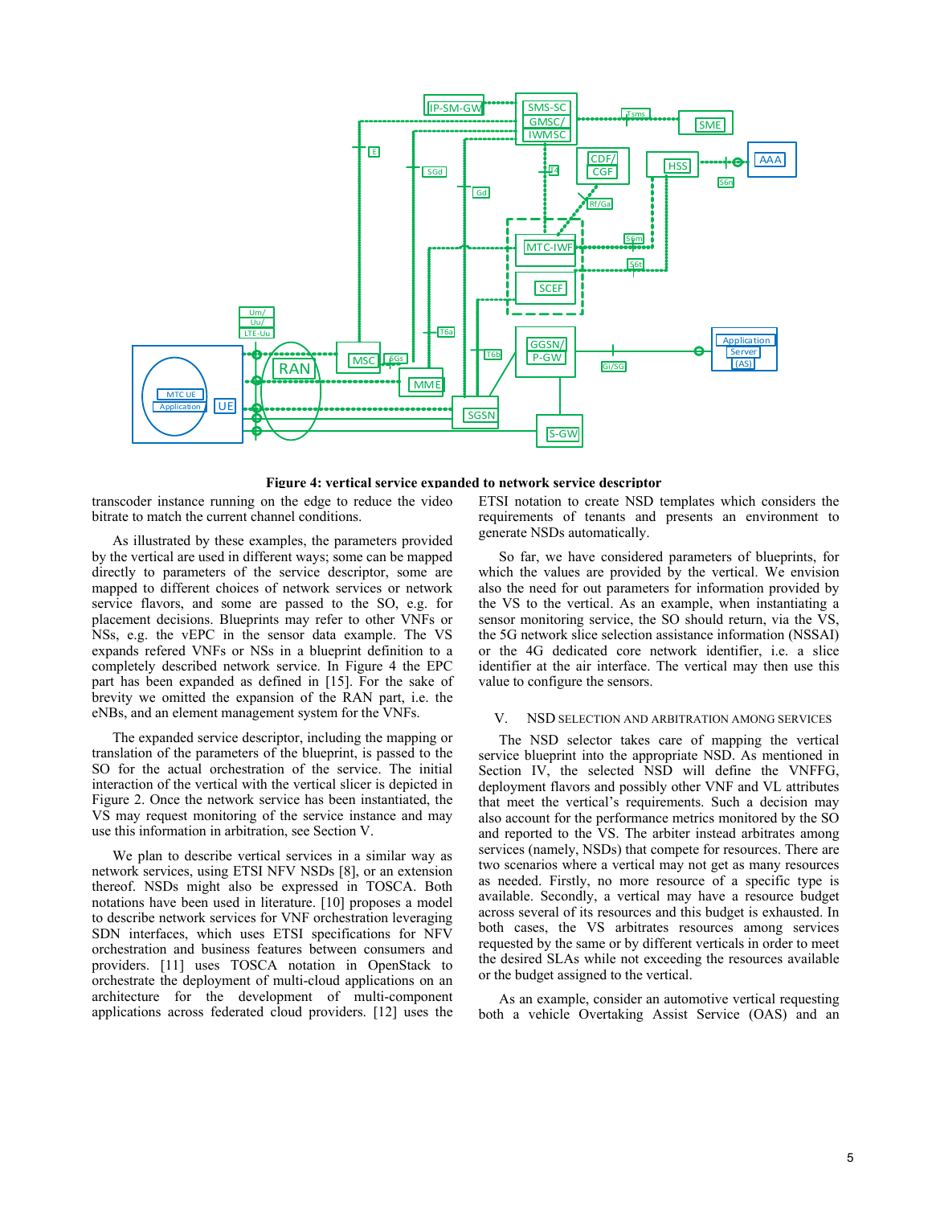**Figure 4: vertical service expanded to network service descriptor**

transcoder instance running on the edge to reduce the video bitrate to match the current channel conditions.

As illustrated by these examples, the parameters provided by the vertical are used in different ways; some can be mapped directly to parameters of the service descriptor, some are mapped to different choices of network services or network service flavors, and some are passed to the SO, e.g. for placement decisions. Blueprints may refer to other VNFs or NSs, e.g. the vEPC in the sensor data example. The VS expands refered VNFs or NSs in a blueprint definition to a completely described network service. In Figure 4 the EPC part has been expanded as defined in [15]. For the sake of brevity we omitted the expansion of the RAN part, i.e. the eNBs, and an element management system for the VNFs.

The expanded service descriptor, including the mapping or translation of the parameters of the blueprint, is passed to the SO for the actual orchestration of the service. The initial interaction of the vertical with the vertical slicer is depicted in Figure 2. Once the network service has been instantiated, the VS may request monitoring of the service instance and may use this information in arbitration, see Section V.

We plan to describe vertical services in a similar way as network services, using ETSI NFV NSDs [8], or an extension thereof. NSDs might also be expressed in TOSCA. Both notations have been used in literature. [10] proposes a model to describe network services for VNF orchestration leveraging SDN interfaces, which uses ETSI specifications for NFV orchestration and business features between consumers and providers. [11] uses TOSCA notation in OpenStack to orchestrate the deployment of multi-cloud applications on an architecture for the development of multi-component applications across federated cloud providers. [12] uses the ETSI notation to create NSD templates which considers the requirements of tenants and presents an environment to generate NSDs automatically.

So far, we have considered parameters of blueprints, for which the values are provided by the vertical. We envision also the need for out parameters for information provided by the VS to the vertical. As an example, when instantiating a sensor monitoring service, the SO should return, via the VS, the 5G network slice selection assistance information (NSSAI) or the 4G dedicated core network identifier, i.e. a slice identifier at the air interface. The vertical may then use this value to configure the sensors.

## V. NSD Selection and Arbitration among Services

The NSD selector takes care of mapping the vertical service blueprint into the appropriate NSD. As mentioned in Section IV, the selected NSD will define the VNFFG, deployment flavors and possibly other VNF and VL attributes that meet the vertical's requirements. Such a decision may also account for the performance metrics monitored by the SO and reported to the VS. The arbiter instead arbitrates among services (namely, NSDs) that compete for resources. There are two scenarios where a vertical may not get as many resources as needed. Firstly, no more resource of a specific type is available. Secondly, a vertical may have a resource budget across several of its resources and this budget is exhausted. In both cases, the VS arbitrates resources among services requested by the same or by different verticals in order to meet the desired SLAs while not exceeding the resources available or the budget assigned to the vertical.

As an example, consider an automotive vertical requesting both a vehicle Overtaking Assist Service (OAS) and an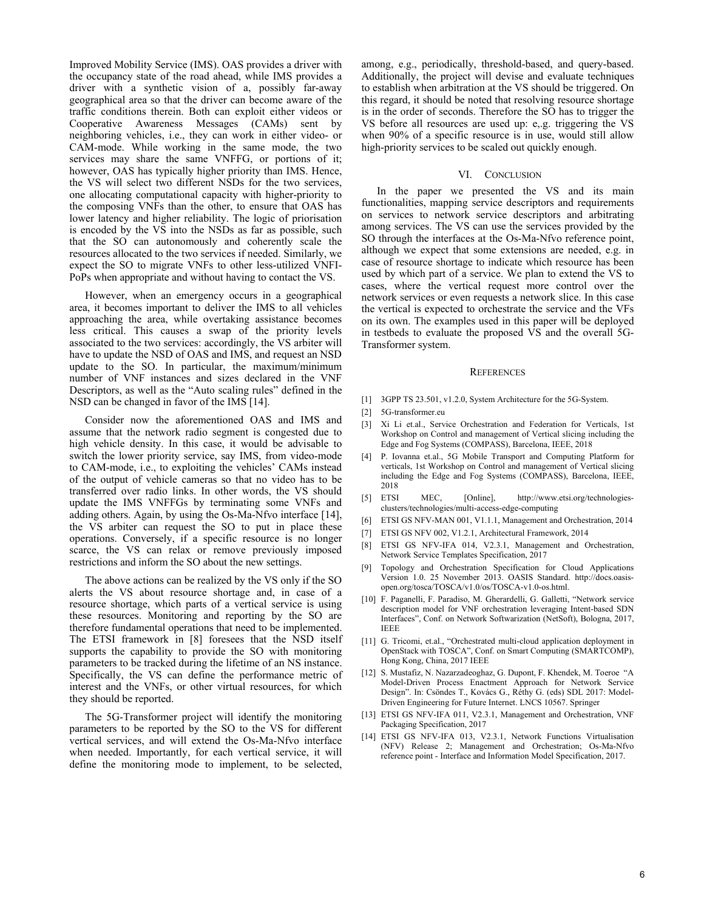Improved Mobility Service (IMS). OAS provides a driver with the occupancy state of the road ahead, while IMS provides a driver with a synthetic vision of a, possibly far-away geographical area so that the driver can become aware of the traffic conditions therein. Both can exploit either videos or Cooperative Awareness Messages (CAMs) sent by neighboring vehicles, i.e., they can work in either video- or CAM-mode. While working in the same mode, the two services may share the same VNFFG, or portions of it; however, OAS has typically higher priority than IMS. Hence, the VS will select two different NSDs for the two services, one allocating computational capacity with higher-priority to the composing VNFs than the other, to ensure that OAS has lower latency and higher reliability. The logic of priorisation is encoded by the VS into the NSDs as far as possible, such that the SO can autonomously and coherently scale the resources allocated to the two services if needed. Similarly, we expect the SO to migrate VNFs to other less-utilized VNFI-PoPs when appropriate and without having to contact the VS.

However, when an emergency occurs in a geographical area, it becomes important to deliver the IMS to all vehicles approaching the area, while overtaking assistance becomes less critical. This causes a swap of the priority levels associated to the two services: accordingly, the VS arbiter will have to update the NSD of OAS and IMS, and request an NSD update to the SO. In particular, the maximum/minimum number of VNF instances and sizes declared in the VNF Descriptors, as well as the "Auto scaling rules" defined in the NSD can be changed in favor of the IMS [14].

Consider now the aforementioned OAS and IMS and assume that the network radio segment is congested due to high vehicle density. In this case, it would be advisable to switch the lower priority service, say IMS, from video-mode to CAM-mode, i.e., to exploiting the vehicles' CAMs instead of the output of vehicle cameras so that no video has to be transferred over radio links. In other words, the VS should update the IMS VNFFGs by terminating some VNFs and adding others. Again, by using the Os-Ma-Nfvo interface [14], the VS arbiter can request the SO to put in place these operations. Conversely, if a specific resource is no longer scarce, the VS can relax or remove previously imposed restrictions and inform the SO about the new settings.

The above actions can be realized by the VS only if the SO alerts the VS about resource shortage and, in case of a resource shortage, which parts of a vertical service is using these resources. Monitoring and reporting by the SO are therefore fundamental operations that need to be implemented. The ETSI framework in [8] foresees that the NSD itself supports the capability to provide the SO with monitoring parameters to be tracked during the lifetime of an NS instance. Specifically, the VS can define the performance metric of interest and the VNFs, or other virtual resources, for which they should be reported.

The 5G-Transformer project will identify the monitoring parameters to be reported by the SO to the VS for different vertical services, and will extend the Os-Ma-Nfvo interface when needed. Importantly, for each vertical service, it will define the monitoring mode to implement, to be selected, among, e.g., periodically, threshold-based, and query-based. Additionally, the project will devise and evaluate techniques to establish when arbitration at the VS should be triggered. On this regard, it should be noted that resolving resource shortage is in the order of seconds. Therefore the SO has to trigger the VS before all resources are used up: e,.g. triggering the VS when 90% of a specific resource is in use, would still allow high-priority services to be scaled out quickly enough.

## VI. Conclusion

In the paper we presented the VS and its main functionalities, mapping service descriptors and requirements on services to network service descriptors and arbitrating among services. The VS can use the services provided by the SO through the interfaces at the Os-Ma-Nfvo reference point, although we expect that some extensions are needed, e.g. in case of resource shortage to indicate which resource has been used by which part of a service. We plan to extend the VS to cases, where the vertical request more control over the network services or even requests a network slice. In this case the vertical is expected to orchestrate the service and the VFs on its own. The examples used in this paper will be deployed in testbeds to evaluate the proposed VS and the overall 5G-Transformer system.

## References

[1] 3GPP TS 23.501, v1.2.0, System Architecture for the 5G-System.

[2] 5G-transformer.eu

[3] Xi Li et.al., Service Orchestration and Federation for Verticals, 1st Workshop on Control and management of Vertical slicing including the Edge and Fog Systems (COMPASS), Barcelona, IEEE, 2018

[4] P. Iovanna et.al., 5G Mobile Transport and Computing Platform for verticals, 1st Workshop on Control and management of Vertical slicing including the Edge and Fog Systems (COMPASS), Barcelona, IEEE, 2018

[5] ETSI MEC, [Online], http://www.etsi.org/technologies-clusters/technologies/multi-access-edge-computing

[6] ETSI GS NFV-MAN 001, V1.1.1, Management and Orchestration, 2014

[7] ETSI GS NFV 002, V1.2.1, Architectural Framework, 2014

[8] ETSI GS NFV-IFA 014, V2.3.1, Management and Orchestration, Network Service Templates Specification, 2017

[9] Topology and Orchestration Specification for Cloud Applications Version 1.0. 25 November 2013. OASIS Standard. http://docs.oasis-open.org/tosca/TOSCA/v1.0/os/TOSCA-v1.0-os.html.

[10] F. Paganelli, F. Paradiso, M. Gherardelli, G. Galletti, "Network service description model for VNF orchestration leveraging Intent-based SDN Interfaces", Conf. on Network Softwarization (NetSoft), Bologna, 2017, IEEE

[11] G. Tricomi, et.al., "Orchestrated multi-cloud application deployment in OpenStack with TOSCA", Conf. on Smart Computing (SMARTCOMP), Hong Kong, China, 2017 IEEE

[12] S. Mustafiz, N. Nazarzadeoghaz, G. Dupont, F. Khendek, M. Toeroe "A Model-Driven Process Enactment Approach for Network Service Design". In: Csöndes T., Kovács G., Réthy G. (eds) SDL 2017: Model-Driven Engineering for Future Internet. LNCS 10567. Springer

[13] ETSI GS NFV-IFA 011, V2.3.1, Management and Orchestration, VNF Packaging Specification, 2017

[14] ETSI GS NFV-IFA 013, V2.3.1, Network Functions Virtualisation (NFV) Release 2; Management and Orchestration; Os-Ma-Nfvo reference point - Interface and Information Model Specification, 2017.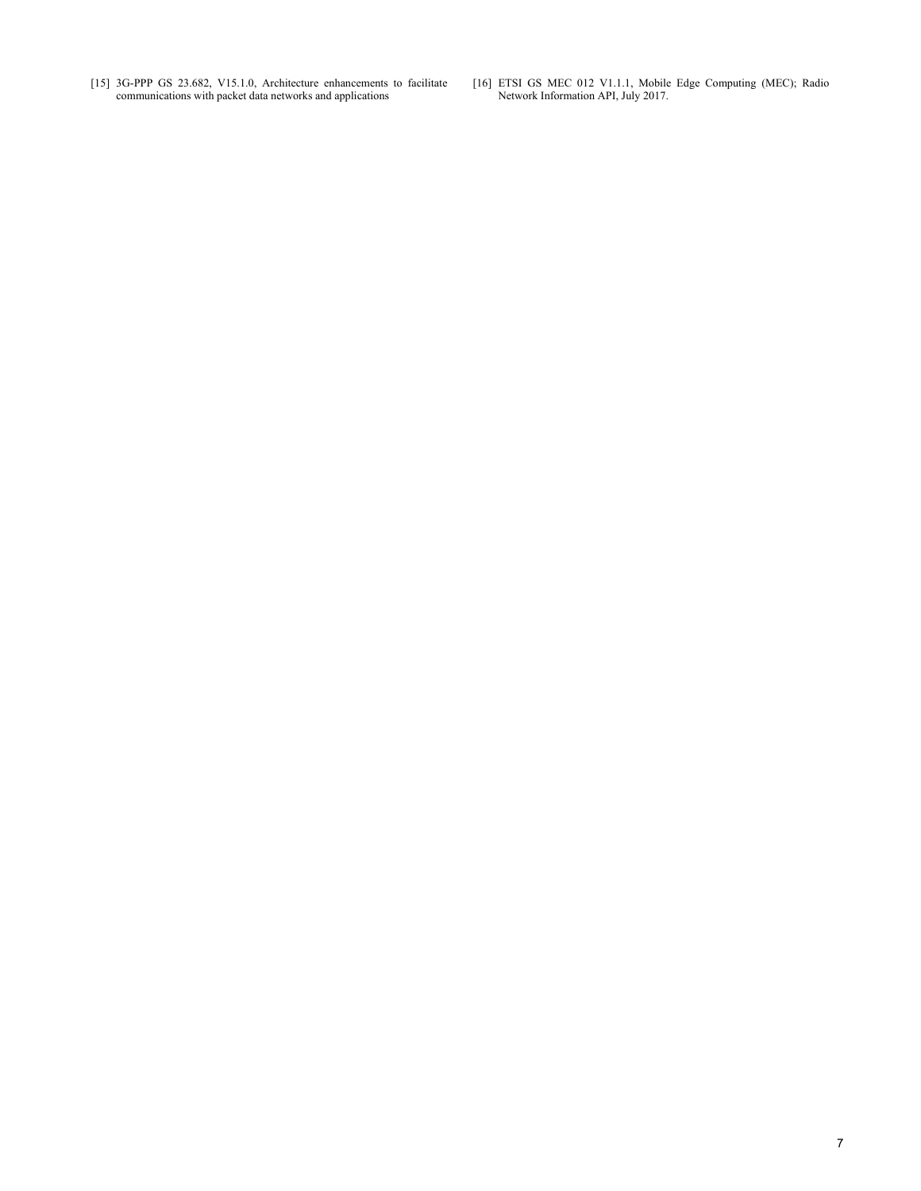[15] 3G-PPP GS 23.682, V15.1.0, Architecture enhancements to facilitate communications with packet data networks and applications

[16] ETSI GS MEC 012 V1.1.1, Mobile Edge Computing (MEC); Radio Network Information API, July 2017.